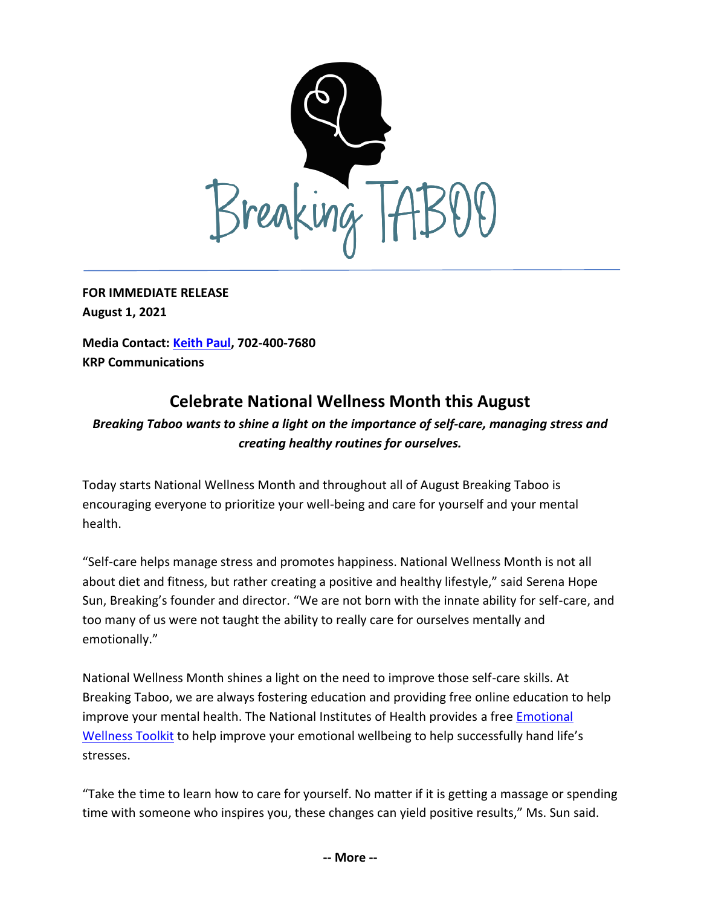**FOR IMMEDIATE RELEASE**
**August 1, 2021**

**Media Contact: Keith Paul, 702-400-7680**
**KRP Communications**

## Celebrate National Wellness Month this August

***Breaking Taboo wants to shine a light on the importance of self-care, managing stress and creating healthy routines for ourselves.***

Today starts National Wellness Month and throughout all of August Breaking Taboo is encouraging everyone to prioritize your well-being and care for yourself and your mental health.

"Self-care helps manage stress and promotes happiness. National Wellness Month is not all about diet and fitness, but rather creating a positive and healthy lifestyle," said Serena Hope Sun, Breaking's founder and director. "We are not born with the innate ability for self-care, and too many of us were not taught the ability to really care for ourselves mentally and emotionally."

National Wellness Month shines a light on the need to improve those self-care skills. At Breaking Taboo, we are always fostering education and providing free online education to help improve your mental health. The National Institutes of Health provides a free Emotional Wellness Toolkit to help improve your emotional wellbeing to help successfully hand life's stresses.

"Take the time to learn how to care for yourself. No matter if it is getting a massage or spending time with someone who inspires you, these changes can yield positive results," Ms. Sun said.

**-- More --**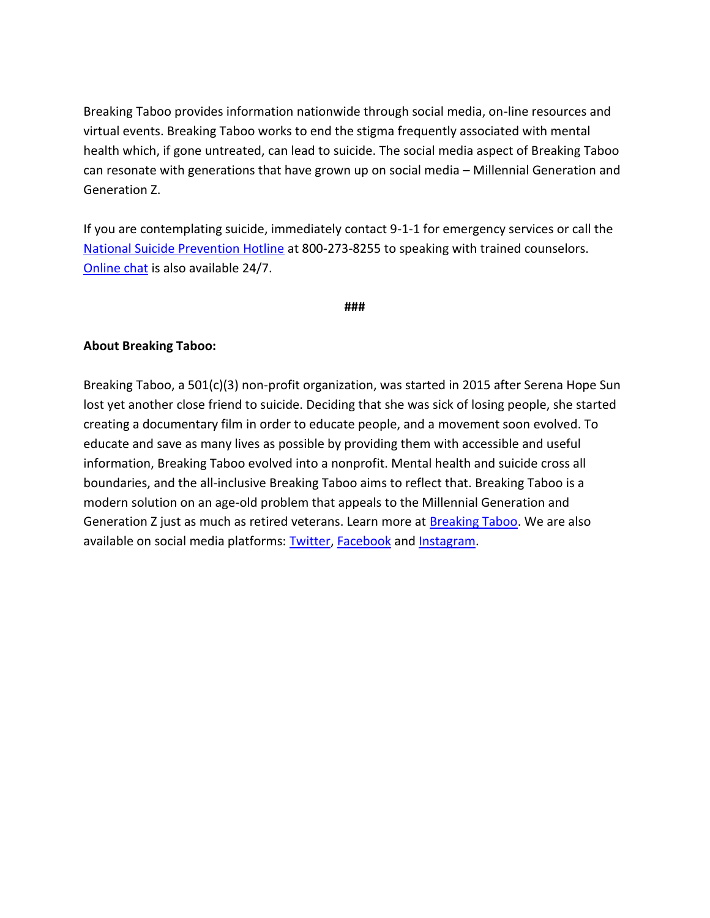Breaking Taboo provides information nationwide through social media, on-line resources and virtual events. Breaking Taboo works to end the stigma frequently associated with mental health which, if gone untreated, can lead to suicide. The social media aspect of Breaking Taboo can resonate with generations that have grown up on social media – Millennial Generation and Generation Z.

If you are contemplating suicide, immediately contact 9-1-1 for emergency services or call the National Suicide Prevention Hotline at 800-273-8255 to speaking with trained counselors. Online chat is also available 24/7.

**###**

**About Breaking Taboo:**

Breaking Taboo, a 501(c)(3) non-profit organization, was started in 2015 after Serena Hope Sun lost yet another close friend to suicide. Deciding that she was sick of losing people, she started creating a documentary film in order to educate people, and a movement soon evolved. To educate and save as many lives as possible by providing them with accessible and useful information, Breaking Taboo evolved into a nonprofit. Mental health and suicide cross all boundaries, and the all-inclusive Breaking Taboo aims to reflect that. Breaking Taboo is a modern solution on an age-old problem that appeals to the Millennial Generation and Generation Z just as much as retired veterans. Learn more at Breaking Taboo. We are also available on social media platforms: Twitter, Facebook and Instagram.